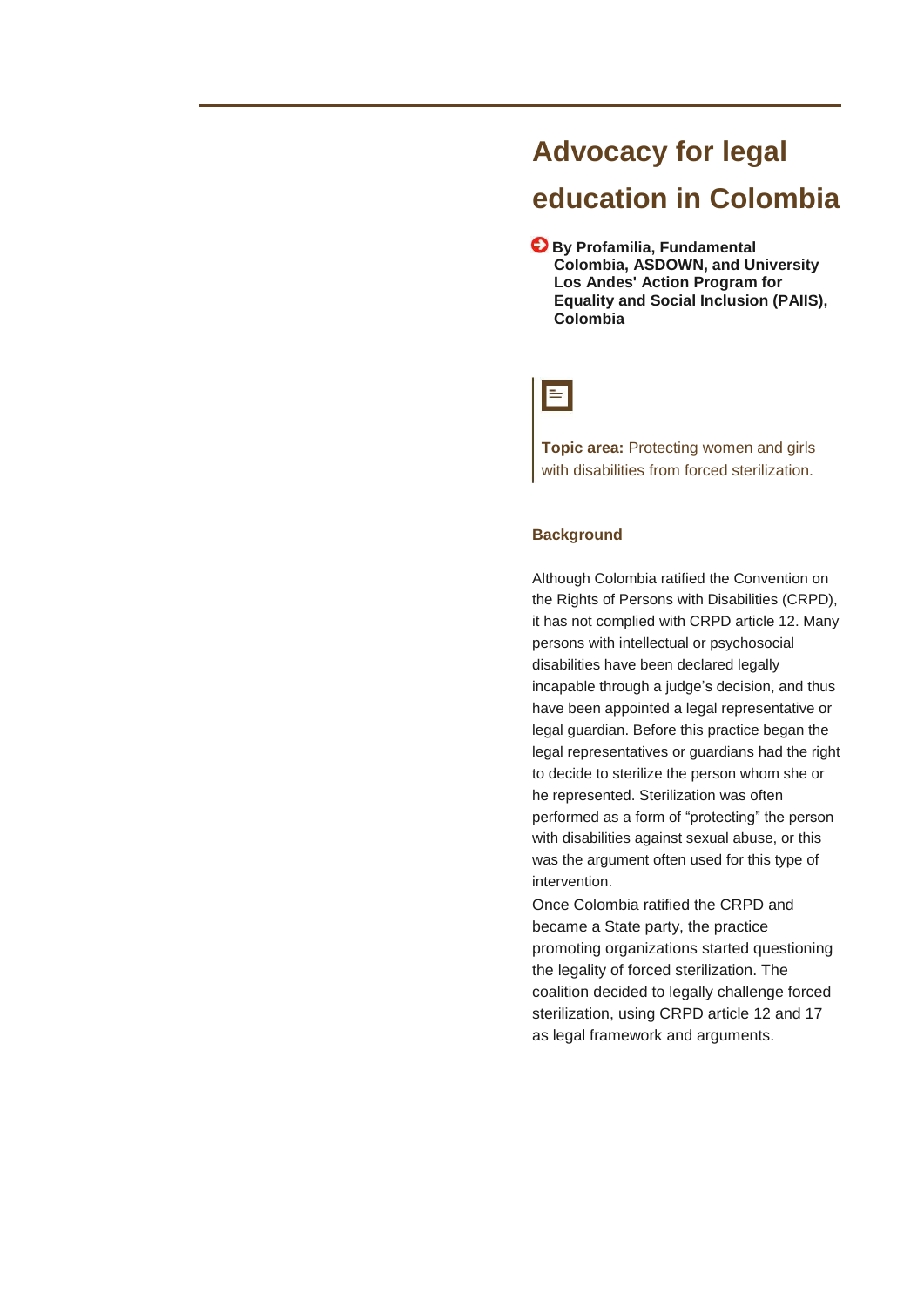# Advocacy for legal education in Colombia

**By Profamilia, Fundamental Colombia, ASDOWN, and University Los Andes' Action Program for Equality and Social Inclusion (PAIIS), Colombia**

**Topic area:** Protecting women and girls with disabilities from forced sterilization.

### Background

Although Colombia ratified the Convention on the Rights of Persons with Disabilities (CRPD), it has not complied with CRPD article 12. Many persons with intellectual or psychosocial disabilities have been declared legally incapable through a judge's decision, and thus have been appointed a legal representative or legal guardian. Before this practice began the legal representatives or guardians had the right to decide to sterilize the person whom she or he represented. Sterilization was often performed as a form of "protecting" the person with disabilities against sexual abuse, or this was the argument often used for this type of intervention.

Once Colombia ratified the CRPD and became a State party, the practice promoting organizations started questioning the legality of forced sterilization. The coalition decided to legally challenge forced sterilization, using CRPD article 12 and 17 as legal framework and arguments.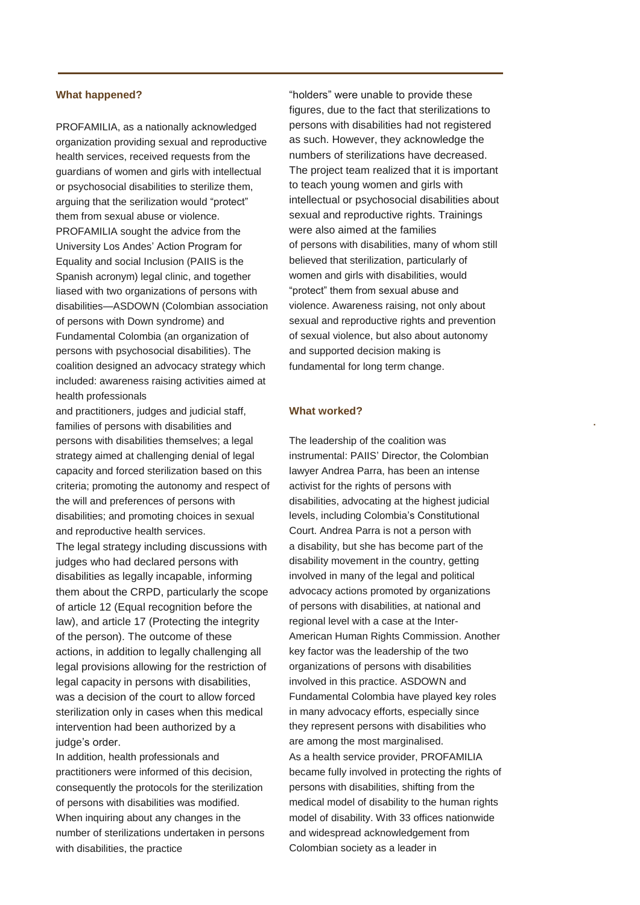### What happened?

PROFAMILIA, as a nationally acknowledged organization providing sexual and reproductive health services, received requests from the guardians of women and girls with intellectual or psychosocial disabilities to sterilize them, arguing that the serilization would "protect" them from sexual abuse or violence. PROFAMILIA sought the advice from the University Los Andes' Action Program for Equality and social Inclusion (PAIIS is the Spanish acronym) legal clinic, and together liased with two organizations of persons with disabilities—ASDOWN (Colombian association of persons with Down syndrome) and Fundamental Colombia (an organization of persons with psychosocial disabilities). The coalition designed an advocacy strategy which included: awareness raising activities aimed at health professionals and practitioners, judges and judicial staff, families of persons with disabilities and persons with disabilities themselves; a legal strategy aimed at challenging denial of legal capacity and forced sterilization based on this criteria; promoting the autonomy and respect of the will and preferences of persons with disabilities; and promoting choices in sexual and reproductive health services.

The legal strategy including discussions with judges who had declared persons with disabilities as legally incapable, informing them about the CRPD, particularly the scope of article 12 (Equal recognition before the law), and article 17 (Protecting the integrity of the person). The outcome of these actions, in addition to legally challenging all legal provisions allowing for the restriction of legal capacity in persons with disabilities, was a decision of the court to allow forced sterilization only in cases when this medical intervention had been authorized by a judge's order.

In addition, health professionals and practitioners were informed of this decision, consequently the protocols for the sterilization of persons with disabilities was modified. When inquiring about any changes in the number of sterilizations undertaken in persons with disabilities, the practice "holders" were unable to provide these figures, due to the fact that sterilizations to persons with disabilities had not registered as such. However, they acknowledge the numbers of sterilizations have decreased. The project team realized that it is important to teach young women and girls with intellectual or psychosocial disabilities about sexual and reproductive rights. Trainings were also aimed at the families of persons with disabilities, many of whom still believed that sterilization, particularly of women and girls with disabilities, would "protect" them from sexual abuse and violence. Awareness raising, not only about sexual and reproductive rights and prevention of sexual violence, but also about autonomy and supported decision making is fundamental for long term change.

### What worked?

The leadership of the coalition was instrumental: PAIIS' Director, the Colombian lawyer Andrea Parra, has been an intense activist for the rights of persons with disabilities, advocating at the highest judicial levels, including Colombia's Constitutional Court. Andrea Parra is not a person with a disability, but she has become part of the disability movement in the country, getting involved in many of the legal and political advocacy actions promoted by organizations of persons with disabilities, at national and regional level with a case at the Inter-American Human Rights Commission. Another key factor was the leadership of the two organizations of persons with disabilities involved in this practice. ASDOWN and Fundamental Colombia have played key roles in many advocacy efforts, especially since they represent persons with disabilities who are among the most marginalised.

As a health service provider, PROFAMILIA became fully involved in protecting the rights of persons with disabilities, shifting from the medical model of disability to the human rights model of disability. With 33 offices nationwide and widespread acknowledgement from Colombian society as a leader in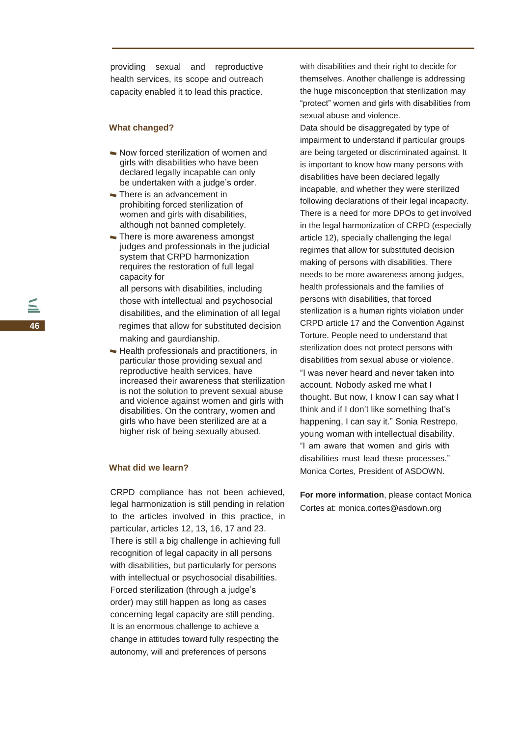providing sexual and reproductive health services, its scope and outreach capacity enabled it to lead this practice.

### What changed?

- Now forced sterilization of women and girls with disabilities who have been declared legally incapable can only be undertaken with a judge's order.
- There is an advancement in prohibiting forced sterilization of women and girls with disabilities, although not banned completely.
- There is more awareness amongst judges and professionals in the judicial system that CRPD harmonization requires the restoration of full legal capacity for all persons with disabilities, including those with intellectual and psychosocial disabilities, and the elimination of all legal regimes that allow for substituted decision making and gaurdianship.
- Health professionals and practitioners, in particular those providing sexual and reproductive health services, have increased their awareness that sterilization is not the solution to prevent sexual abuse and violence against women and girls with disabilities. On the contrary, women and girls who have been sterilized are at a higher risk of being sexually abused.

### What did we learn?

CRPD compliance has not been achieved, legal harmonization is still pending in relation to the articles involved in this practice, in particular, articles 12, 13, 16, 17 and 23. There is still a big challenge in achieving full recognition of legal capacity in all persons with disabilities, but particularly for persons with intellectual or psychosocial disabilities. Forced sterilization (through a judge's order) may still happen as long as cases concerning legal capacity are still pending. It is an enormous challenge to achieve a change in attitudes toward fully respecting the autonomy, will and preferences of persons with disabilities and their right to decide for themselves. Another challenge is addressing the huge misconception that sterilization may "protect" women and girls with disabilities from sexual abuse and violence.

Data should be disaggregated by type of impairment to understand if particular groups are being targeted or discriminated against. It is important to know how many persons with disabilities have been declared legally incapable, and whether they were sterilized following declarations of their legal incapacity. There is a need for more DPOs to get involved in the legal harmonization of CRPD (especially article 12), specially challenging the legal regimes that allow for substituted decision making of persons with disabilities. There needs to be more awareness among judges, health professionals and the families of persons with disabilities, that forced sterilization is a human rights violation under CRPD article 17 and the Convention Against Torture. People need to understand that sterilization does not protect persons with disabilities from sexual abuse or violence.

"I was never heard and never taken into account. Nobody asked me what I thought. But now, I know I can say what I think and if I don't like something that's happening, I can say it." Sonia Restrepo, young woman with intellectual disability.

"I am aware that women and girls with disabilities must lead these processes." Monica Cortes, President of ASDOWN.

**For more information**, please contact Monica Cortes at: monica.cortes@asdown.org